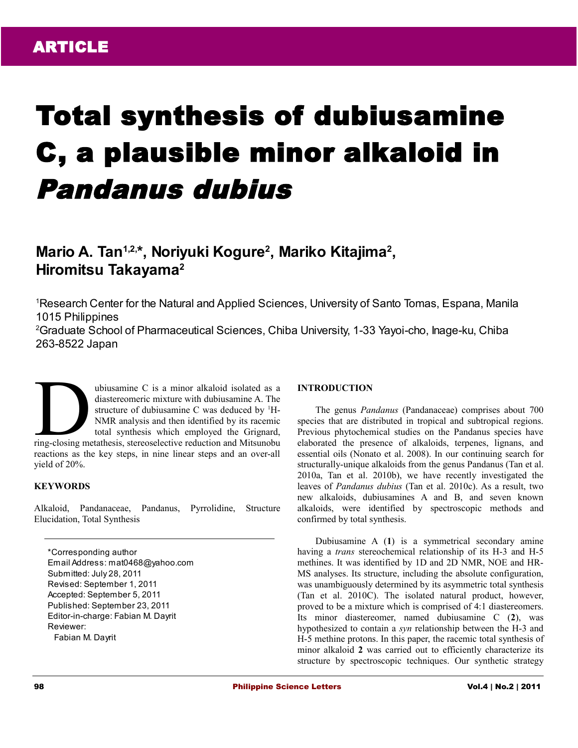ARTICLE

# Total synthesis of dubiusamine C, a plausible minor alkaloid in *Pandanus dubius*

**Mario A. Tan[1,2,*], Noriyuki Kogure[2], Mariko Kitajima[2], Hiromitsu Takayama[2]**

[1]Research Center for the Natural and Applied Sciences, University of Santo Tomas, Espana, Manila 1015 Philippines
[2]Graduate School of Pharmaceutical Sciences, Chiba University, 1-33 Yayoi-cho, Inage-ku, Chiba 263-8522 Japan

Dubiusamine C is a minor alkaloid isolated as a diastereomeric mixture with dubiusamine A. The structure of dubiusamine C was deduced by $^1$H-NMR analysis and then identified by its racemic total synthesis which employed the Grignard, ring-closing metathesis, stereoselective reduction and Mitsunobu reactions as the key steps, in nine linear steps and an over-all yield of 20%.

## KEYWORDS

Alkaloid, Pandanaceae, Pandanus, Pyrrolidine, Structure Elucidation, Total Synthesis

*Corresponding author
Email Address: mat0468@yahoo.com
Submitted: July 28, 2011
Revised: September 1, 2011
Accepted: September 5, 2011
Published: September 23, 2011
Editor-in-charge: Fabian M. Dayrit
Reviewer:
Fabian M. Dayrit

## INTRODUCTION

The genus *Pandanus* (Pandanaceae) comprises about 700 species that are distributed in tropical and subtropical regions. Previous phytochemical studies on the Pandanus species have elaborated the presence of alkaloids, terpenes, lignans, and essential oils (Nonato et al. 2008). In our continuing search for structurally-unique alkaloids from the genus Pandanus (Tan et al. 2010a, Tan et al. 2010b), we have recently investigated the leaves of *Pandanus dubius* (Tan et al. 2010c). As a result, two new alkaloids, dubiusamines A and B, and seven known alkaloids, were identified by spectroscopic methods and confirmed by total synthesis.

Dubiusamine A (**1**) is a symmetrical secondary amine having a *trans* stereochemical relationship of its H-3 and H-5 methines. It was identified by 1D and 2D NMR, NOE and HR-MS analyses. Its structure, including the absolute configuration, was unambiguously determined by its asymmetric total synthesis (Tan et al. 2010C). The isolated natural product, however, proved to be a mixture which is comprised of 4:1 diastereomers. Its minor diastereomer, named dubiusamine C (**2**), was hypothesized to contain a *syn* relationship between the H-3 and H-5 methine protons. In this paper, the racemic total synthesis of minor alkaloid **2** was carried out to efficiently characterize its structure by spectroscopic techniques. Our synthetic strategy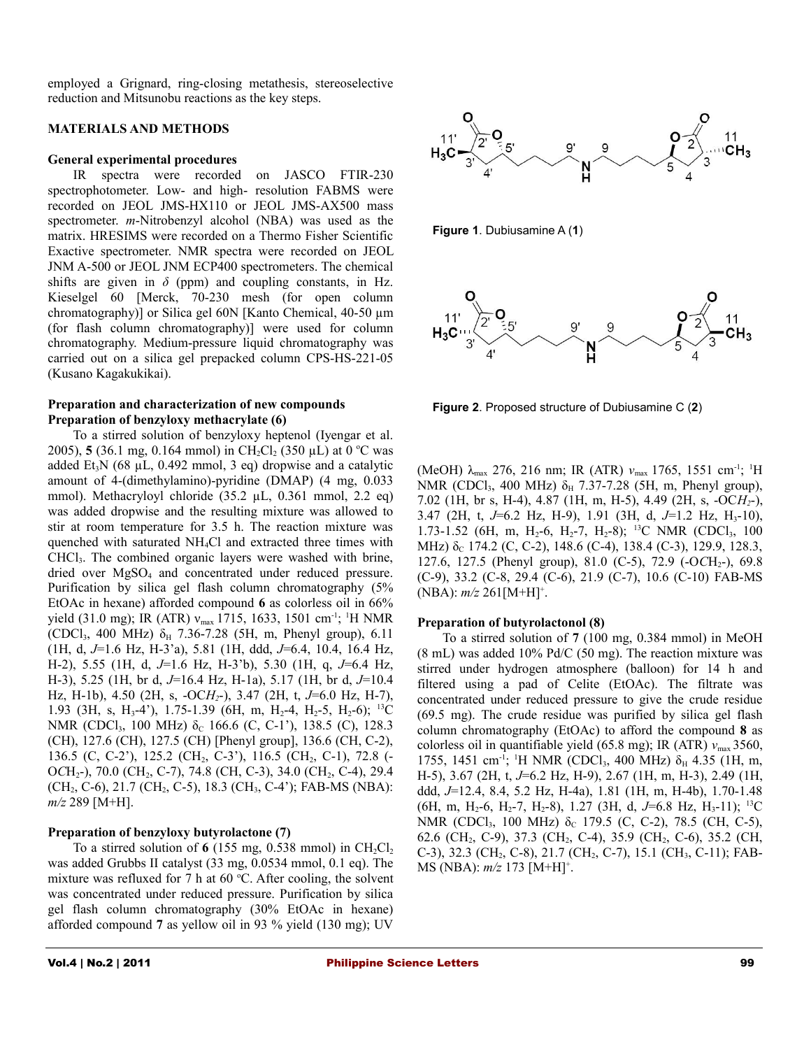employed a Grignard, ring-closing metathesis, stereoselective reduction and Mitsunobu reactions as the key steps.

## MATERIALS AND METHODS

### General experimental procedures

IR spectra were recorded on JASCO FTIR-230 spectrophotometer. Low- and high- resolution FABMS were recorded on JEOL JMS-HX110 or JEOL JMS-AX500 mass spectrometer. *m*-Nitrobenzyl alcohol (NBA) was used as the matrix. HRESIMS were recorded on a Thermo Fisher Scientific Exactive spectrometer. NMR spectra were recorded on JEOL JNM A-500 or JEOL JNM ECP400 spectrometers. The chemical shifts are given in $\delta$ (ppm) and coupling constants, in Hz. Kieselgel 60 [Merck, 70-230 mesh (for open column chromatography)] or Silica gel 60N [Kanto Chemical, 40-50 μm (for flash column chromatography)] were used for column chromatography. Medium-pressure liquid chromatography was carried out on a silica gel prepacked column CPS-HS-221-05 (Kusano Kagakukikai).

### Preparation and characterization of new compounds

### Preparation of benzyloxy methacrylate (6)

To a stirred solution of benzyloxy heptenol (Iyengar et al. 2005), **5** (36.1 mg, 0.164 mmol) in $CH_2Cl_2$ (350 μL) at 0 ºC was added $Et_3N$ (68 μL, 0.492 mmol, 3 eq) dropwise and a catalytic amount of 4-(dimethylamino)-pyridine (DMAP) (4 mg, 0.033 mmol). Methacryloyl chloride (35.2 μL, 0.361 mmol, 2.2 eq) was added dropwise and the resulting mixture was allowed to stir at room temperature for 3.5 h. The reaction mixture was quenched with saturated $NH_4Cl$ and extracted three times with $CHCl_3$. The combined organic layers were washed with brine, dried over $MgSO_4$ and concentrated under reduced pressure. Purification by silica gel flash column chromatography (5% EtOAc in hexane) afforded compound **6** as colorless oil in 66% yield (31.0 mg); IR (ATR) $\nu_{max}$ 1715, 1633, 1501 $cm^{-1}$; $^1H$ NMR ($CDCl_3$, 400 MHz) $\delta_H$ 7.36-7.28 (5H, m, Phenyl group), 6.11 (1H, d, *J*=1.6 Hz, H-3'a), 5.81 (1H, ddd, *J*=6.4, 10.4, 16.4 Hz, H-2), 5.55 (1H, d, *J*=1.6 Hz, H-3'b), 5.30 (1H, q, *J*=6.4 Hz, H-3), 5.25 (1H, br d, *J*=16.4 Hz, H-1a), 5.17 (1H, br d, *J*=10.4 Hz, H-1b), 4.50 (2H, s, -O$CH_2$-), 3.47 (2H, t, *J*=6.0 Hz, H-7), 1.93 (3H, s, $H_3$-4'), 1.75-1.39 (6H, m, $H_2$-4, $H_2$-5, $H_2$-6); $^{13}C$ NMR ($CDCl_3$, 100 MHz) $\delta_C$ 166.6 (C, C-1'), 138.5 (C), 128.3 (CH), 127.6 (CH), 127.5 (CH) [Phenyl group], 136.6 (CH, C-2), 136.5 (C, C-2'), 125.2 ($CH_2$, C-3'), 116.5 ($CH_2$, C-1), 72.8 (-O$CH_2$-), 70.0 ($CH_2$, C-7), 74.8 (CH, C-3), 34.0 ($CH_2$, C-4), 29.4 ($CH_2$, C-6), 21.7 ($CH_2$, C-5), 18.3 ($CH_3$, C-4'); FAB-MS (NBA): *m/z* 289 [M+H].

### Preparation of benzyloxy butyrolactone (7)

To a stirred solution of **6** (155 mg, 0.538 mmol) in $CH_2Cl_2$ was added Grubbs II catalyst (33 mg, 0.0534 mmol, 0.1 eq). The mixture was refluxed for 7 h at 60 ºC. After cooling, the solvent was concentrated under reduced pressure. Purification by silica gel flash column chromatography (30% EtOAc in hexane) afforded compound **7** as yellow oil in 93 % yield (130 mg); UV (MeOH) $\lambda_{max}$ 276, 216 nm; IR (ATR) $\nu_{max}$ 1765, 1551 $cm^{-1}$; $^1H$ NMR ($CDCl_3$, 400 MHz) $\delta_H$ 7.37-7.28 (5H, m, Phenyl group), 7.02 (1H, br s, H-4), 4.87 (1H, m, H-5), 4.49 (2H, s, -O$CH_2$-), 3.47 (2H, t, *J*=6.2 Hz, H-9), 1.91 (3H, d, *J*=1.2 Hz, $H_3$-10), 1.73-1.52 (6H, m, $H_2$-6, $H_2$-7, $H_2$-8); $^{13}C$ NMR ($CDCl_3$, 100 MHz) $\delta_C$ 174.2 (C, C-2), 148.6 (C-4), 138.4 (C-3), 129.9, 128.3, 127.6, 127.5 (Phenyl group), 81.0 (C-5), 72.9 (-O$CH_2$-), 69.8 (C-9), 33.2 (C-8, 29.4 (C-6), 21.9 (C-7), 10.6 (C-10) FAB-MS (NBA): *m/z* 261[M+H]$^+$.

Figure 1. Dubiusamine A (**1**)

Figure 2. Proposed structure of Dubiusamine C (**2**)

### Preparation of butyrolactonol (8)

To a stirred solution of **7** (100 mg, 0.384 mmol) in MeOH (8 mL) was added 10% Pd/C (50 mg). The reaction mixture was stirred under hydrogen atmosphere (balloon) for 14 h and filtered using a pad of Celite (EtOAc). The filtrate was concentrated under reduced pressure to give the crude residue (69.5 mg). The crude residue was purified by silica gel flash column chromatography (EtOAc) to afford the compound **8** as colorless oil in quantifiable yield (65.8 mg); IR (ATR) $\nu_{max}$ 3560, 1755, 1451 $cm^{-1}$; $^1H$ NMR ($CDCl_3$, 400 MHz) $\delta_H$ 4.35 (1H, m, H-5), 3.67 (2H, t, *J*=6.2 Hz, H-9), 2.67 (1H, m, H-3), 2.49 (1H, ddd, *J*=12.4, 8.4, 5.2 Hz, H-4a), 1.81 (1H, m, H-4b), 1.70-1.48 (6H, m, $H_2$-6, $H_2$-7, $H_2$-8), 1.27 (3H, d, *J*=6.8 Hz, $H_3$-11); $^{13}C$ NMR ($CDCl_3$, 100 MHz) $\delta_C$ 179.5 (C, C-2), 78.5 (CH, C-5), 62.6 ($CH_2$, C-9), 37.3 ($CH_2$, C-4), 35.9 ($CH_2$, C-6), 35.2 (CH, C-3), 32.3 ($CH_2$, C-8), 21.7 ($CH_2$, C-7), 15.1 ($CH_3$, C-11); FAB-MS (NBA): *m/z* 173 [M+H]$^+$.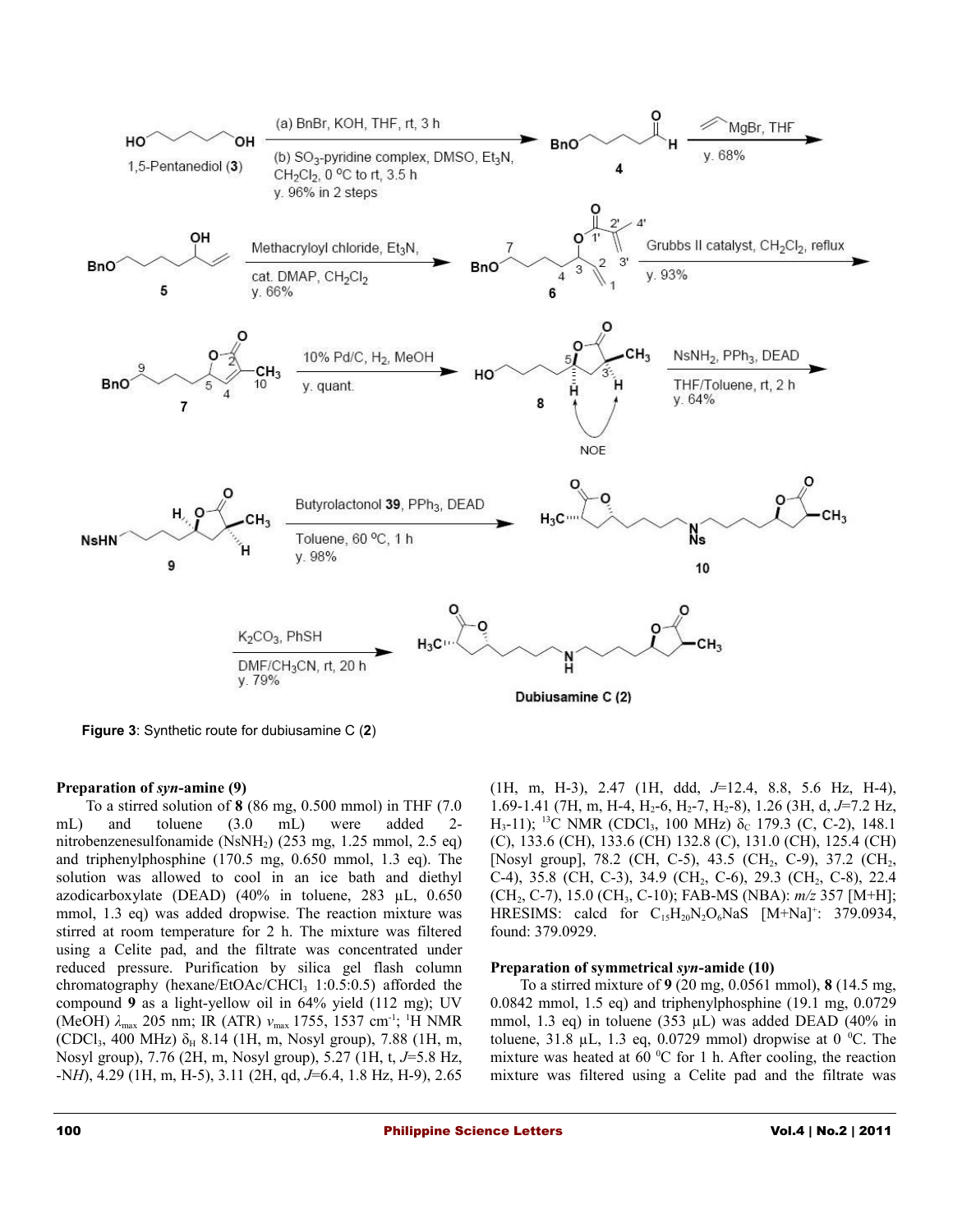**Figure 3**: Synthetic route for dubiusamine C (**2**)

**Preparation of *syn*-amine (9)**

To a stirred solution of **8** (86 mg, 0.500 mmol) in THF (7.0 mL) and toluene (3.0 mL) were added 2-nitrobenzenesulfonamide ($NsNH_2$) (253 mg, 1.25 mmol, 2.5 eq) and triphenylphosphine (170.5 mg, 0.650 mmol, 1.3 eq). The solution was allowed to cool in an ice bath and diethyl azodicarboxylate (DEAD) (40% in toluene, 283 µL, 0.650 mmol, 1.3 eq) was added dropwise. The reaction mixture was stirred at room temperature for 2 h. The mixture was filtered using a Celite pad, and the filtrate was concentrated under reduced pressure. Purification by silica gel flash column chromatography (hexane/EtOAc/$CHCl_3$ 1:0.5:0.5) afforded the compound **9** as a light-yellow oil in 64% yield (112 mg); UV (MeOH) $\lambda_{max}$ 205 nm; IR (ATR) $\nu_{max}$ 1755, 1537 $cm^{-1}$; $^1H$ NMR ($CDCl_3$, 400 MHz) $\delta_H$ 8.14 (1H, m, Nosyl group), 7.88 (1H, m, Nosyl group), 7.76 (2H, m, Nosyl group), 5.27 (1H, t, *J*=5.8 Hz, -N*H*), 4.29 (1H, m, H-5), 3.11 (2H, qd, *J*=6.4, 1.8 Hz, H-9), 2.65 (1H, m, H-3), 2.47 (1H, ddd, *J*=12.4, 8.8, 5.6 Hz, H-4), 1.69-1.41 (7H, m, H-4, $H_2$-6, $H_2$-7, $H_2$-8), 1.26 (3H, d, *J*=7.2 Hz, $H_3$-11); $^{13}C$ NMR ($CDCl_3$, 100 MHz) $\delta_C$ 179.3 (C, C-2), 148.1 (C), 133.6 (CH), 133.6 (CH) 132.8 (C), 131.0 (CH), 125.4 (CH) [Nosyl group], 78.2 (CH, C-5), 43.5 ($CH_2$, C-9), 37.2 ($CH_2$, C-4), 35.8 (CH, C-3), 34.9 ($CH_2$, C-6), 29.3 ($CH_2$, C-8), 22.4 ($CH_2$, C-7), 15.0 ($CH_3$, C-10); FAB-MS (NBA): *m/z* 357 [M+H]; HRESIMS: calcd for $C_{15}H_{20}N_2O_6NaS$ $[M+Na]^+$: 379.0934, found: 379.0929.

**Preparation of symmetrical *syn*-amide (10)**

To a stirred mixture of **9** (20 mg, 0.0561 mmol), **8** (14.5 mg, 0.0842 mmol, 1.5 eq) and triphenylphosphine (19.1 mg, 0.0729 mmol, 1.3 eq) in toluene (353 µL) was added DEAD (40% in toluene, 31.8 µL, 1.3 eq, 0.0729 mmol) dropwise at 0 °C. The mixture was heated at 60 °C for 1 h. After cooling, the reaction mixture was filtered using a Celite pad and the filtrate was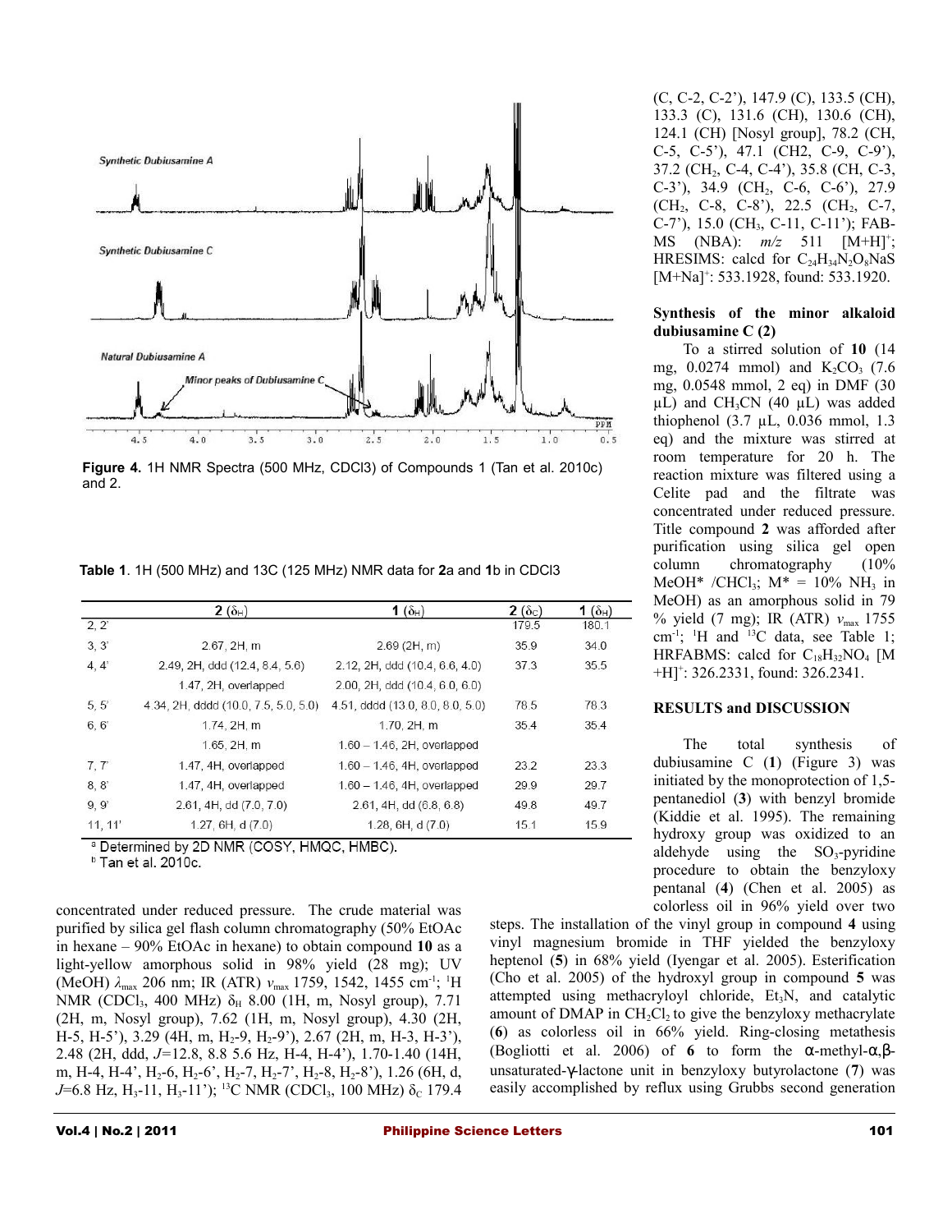Figure 4. 1H NMR Spectra (500 MHz, CDCl3) of Compounds 1 (Tan et al. 2010c) and 2.

Table 1. 1H (500 MHz) and 13C (125 MHz) NMR data for 2a and 1b in CDCl3

| | 2 ($\delta_H$) | 1 ($\delta_H$) | 2 ($\delta_C$) | 1 ($\delta_H$) |
|---|---|---|---|---|
| 2, 2' | | | 179.5 | 180.1 |
| 3, 3' | 2.67, 2H, m | 2.69 (2H, m) | 35.9 | 34.0 |
| 4, 4' | 2.49, 2H, ddd (12.4, 8.4, 5.6) | 2.12, 2H, ddd (10.4, 6.6, 4.0) | 37.3 | 35.5 |
| | 1.47, 2H, overlapped | 2.00, 2H, ddd (10.4, 6.0, 6.0) | | |
| 5, 5' | 4.34, 2H, dddd (10.0, 7.5, 5.0, 5.0) | 4.51, dddd (13.0, 8.0, 8.0, 5.0) | 78.5 | 78.3 |
| 6, 6' | 1.74, 2H, m | 1.70, 2H, m | 35.4 | 35.4 |
| | 1.65, 2H, m | 1.60 – 1.46, 2H, overlapped | | |
| 7, 7' | 1.47, 4H, overlapped | 1.60 – 1.46, 4H, overlapped | 23.2 | 23.3 |
| 8, 8' | 1.47, 4H, overlapped | 1.60 – 1.46, 4H, overlapped | 29.9 | 29.7 |
| 9, 9' | 2.61, 4H, dd (7.0, 7.0) | 2.61, 4H, dd (6.8, 6.8) | 49.8 | 49.7 |
| 11, 11' | 1.27, 6H, d (7.0) | 1.28, 6H, d (7.0) | 15.1 | 15.9 |

a Determined by 2D NMR (COSY, HMQC, HMBC).
b Tan et al. 2010c.

concentrated under reduced pressure. The crude material was purified by silica gel flash column chromatography (50% EtOAc in hexane – 90% EtOAc in hexane) to obtain compound **10** as a light-yellow amorphous solid in 98% yield (28 mg); UV (MeOH) $\lambda_{max}$ 206 nm; IR (ATR) $v_{max}$ 1759, 1542, 1455 cm$^{-1}$; $^1$H NMR ($CDCl_3$, 400 MHz) $\delta_H$ 8.00 (1H, m, Nosyl group), 7.71 (2H, m, Nosyl group), 7.62 (1H, m, Nosyl group), 4.30 (2H, H-5, H-5'), 3.29 (4H, m, $H_2$-9, $H_2$-9'), 2.67 (2H, m, H-3, H-3'), 2.48 (2H, ddd, $J$=12.8, 8.8 5.6 Hz, H-4, H-4'), 1.70-1.40 (14H, m, H-4, H-4', $H_2$-6, $H_2$-6', $H_2$-7, $H_2$-7', $H_2$-8, $H_2$-8'), 1.26 (6H, d, $J$=6.8 Hz, $H_3$-11, $H_3$-11'); $^{13}$C NMR ($CDCl_3$, 100 MHz) $\delta_C$ 179.4 (C, C-2, C-2'), 147.9 (C), 133.5 (CH), 133.3 (C), 131.6 (CH), 130.6 (CH), 124.1 (CH) [Nosyl group], 78.2 (CH, C-5, C-5'), 47.1 (CH2, C-9, C-9'), 37.2 ($CH_2$, C-4, C-4'), 35.8 (CH, C-3, C-3'), 34.9 ($CH_2$, C-6, C-6'), 27.9 ($CH_2$, C-8, C-8'), 22.5 ($CH_2$, C-7, C-7'), 15.0 ($CH_3$, C-11, C-11'); FAB-MS (NBA): $m/z$ 511 $[M+H]^+$; HRESIMS: calcd for $C_{24}H_{34}N_2O_8NaS$ $[M+Na]^+$: 533.1928, found: 533.1920.

### Synthesis of the minor alkaloid dubiusamine C (2)

To a stirred solution of **10** (14 mg, 0.0274 mmol) and $K_2CO_3$ (7.6 mg, 0.0548 mmol, 2 eq) in DMF (30 µL) and $CH_3CN$ (40 µL) was added thiophenol (3.7 µL, 0.036 mmol, 1.3 eq) and the mixture was stirred at room temperature for 20 h. The reaction mixture was filtered using a Celite pad and the filtrate was concentrated under reduced pressure. Title compound **2** was afforded after purification using silica gel open column chromatography (10% MeOH* /$CHCl_3$; M* = 10% $NH_3$ in MeOH) as an amorphous solid in 79 % yield (7 mg); IR (ATR) $v_{max}$ 1755 cm$^{-1}$; $^1$H and $^{13}$C data, see Table 1; HRFABMS: calcd for $C_{18}H_{32}NO_4$ $[M+H]^+$: 326.2331, found: 326.2341.

## RESULTS and DISCUSSION

The total synthesis of dubiusamine C (**1**) (Figure 3) was initiated by the monoprotection of 1,5-pentanediol (**3**) with benzyl bromide (Kiddie et al. 1995). The remaining hydroxy group was oxidized to an aldehyde using the $SO_3$-pyridine procedure to obtain the benzyloxy pentanal (**4**) (Chen et al. 2005) as colorless oil in 96% yield over two steps. The installation of the vinyl group in compound **4** using vinyl magnesium bromide in THF yielded the benzyloxy heptenol (**5**) in 68% yield (Iyengar et al. 2005). Esterification (Cho et al. 2005) of the hydroxyl group in compound **5** was attempted using methacryloyl chloride, $Et_3N$, and catalytic amount of DMAP in $CH_2Cl_2$ to give the benzyloxy methacrylate (**6**) as colorless oil in 66% yield. Ring-closing metathesis (Bogliotti et al. 2006) of **6** to form the α-methyl-α,β-unsaturated-γ-lactone unit in benzyloxy butyrolactone (**7**) was easily accomplished by reflux using Grubbs second generation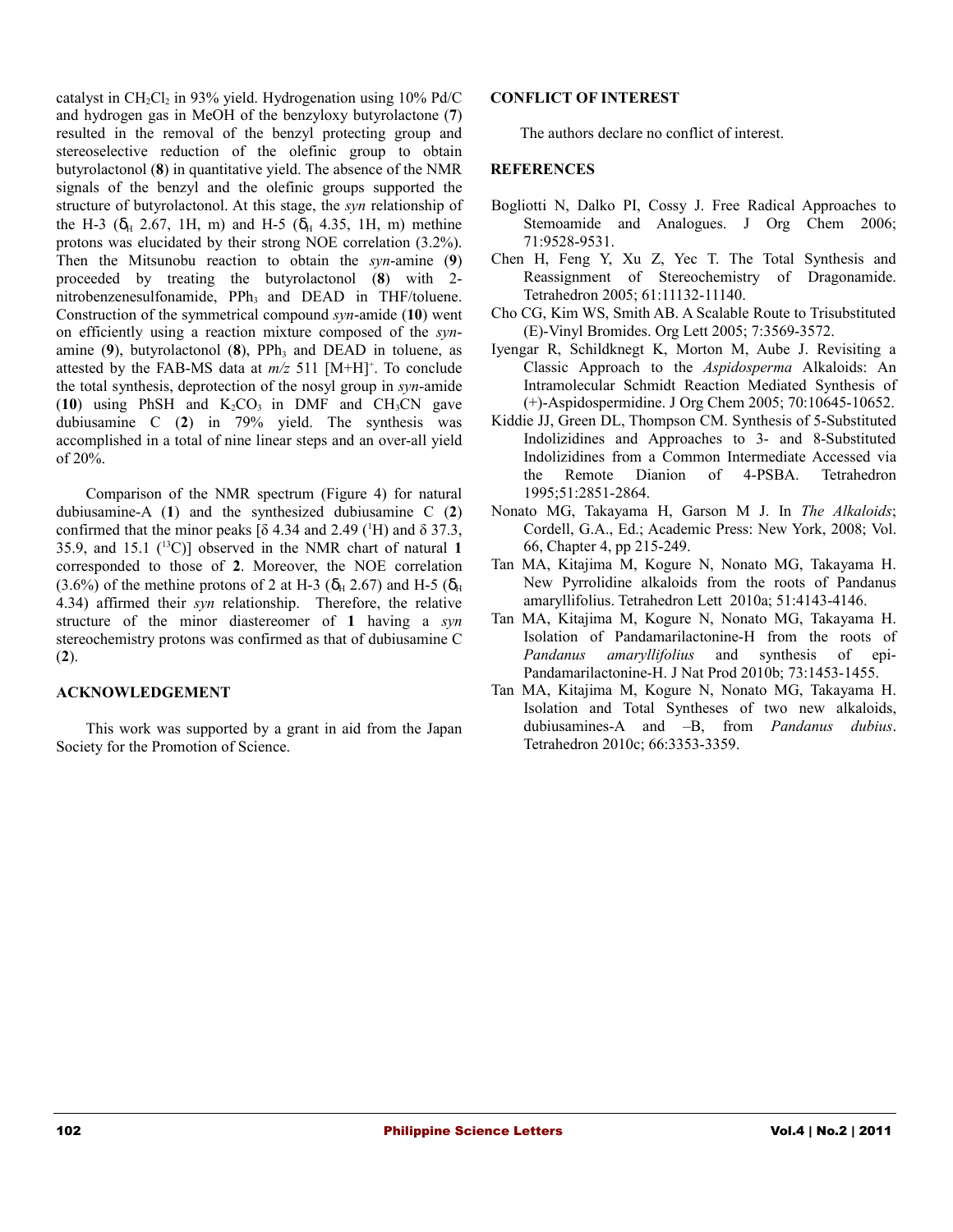catalyst in $CH_2Cl_2$ in 93% yield. Hydrogenation using 10% Pd/C and hydrogen gas in MeOH of the benzyloxy butyrolactone (**7**) resulted in the removal of the benzyl protecting group and stereoselective reduction of the olefinic group to obtain butyrolactonol (**8**) in quantitative yield. The absence of the NMR signals of the benzyl and the olefinic groups supported the structure of butyrolactonol. At this stage, the *syn* relationship of the H-3 ($\delta_H$ 2.67, 1H, m) and H-5 ($\delta_H$ 4.35, 1H, m) methine protons was elucidated by their strong NOE correlation (3.2%). Then the Mitsunobu reaction to obtain the *syn*-amine (**9**) proceeded by treating the butyrolactonol (**8**) with 2-nitrobenzenesulfonamide, $PPh_3$ and DEAD in THF/toluene. Construction of the symmetrical compound *syn*-amide (**10**) went on efficiently using a reaction mixture composed of the *syn*-amine (**9**), butyrolactonol (**8**), $PPh_3$ and DEAD in toluene, as attested by the FAB-MS data at *m/z* 511 $[M+H]^+$. To conclude the total synthesis, deprotection of the nosyl group in *syn*-amide (**10**) using PhSH and $K_2CO_3$ in DMF and $CH_3CN$ gave dubiusamine C (**2**) in 79% yield. The synthesis was accomplished in a total of nine linear steps and an over-all yield of 20%.

Comparison of the NMR spectrum (Figure 4) for natural dubiusamine-A (**1**) and the synthesized dubiusamine C (**2**) confirmed that the minor peaks [δ 4.34 and 2.49 ($^1$H) and δ 37.3, 35.9, and 15.1 ($^{13}$C)] observed in the NMR chart of natural **1** corresponded to those of **2**. Moreover, the NOE correlation (3.6%) of the methine protons of 2 at H-3 ($\delta_H$ 2.67) and H-5 ($\delta_H$ 4.34) affirmed their *syn* relationship. Therefore, the relative structure of the minor diastereomer of **1** having a *syn* stereochemistry protons was confirmed as that of dubiusamine C (**2**).

## ACKNOWLEDGEMENT

This work was supported by a grant in aid from the Japan Society for the Promotion of Science.

## CONFLICT OF INTEREST

The authors declare no conflict of interest.

## REFERENCES

Bogliotti N, Dalko PI, Cossy J. Free Radical Approaches to Stemoamide and Analogues. J Org Chem 2006; 71:9528-9531.

Chen H, Feng Y, Xu Z, Yec T. The Total Synthesis and Reassignment of Stereochemistry of Dragonamide. Tetrahedron 2005; 61:11132-11140.

Cho CG, Kim WS, Smith AB. A Scalable Route to Trisubstituted (E)-Vinyl Bromides. Org Lett 2005; 7:3569-3572.

Iyengar R, Schildknegt K, Morton M, Aube J. Revisiting a Classic Approach to the *Aspidosperma* Alkaloids: An Intramolecular Schmidt Reaction Mediated Synthesis of (+)-Aspidospermidine. J Org Chem 2005; 70:10645-10652.

Kiddie JJ, Green DL, Thompson CM. Synthesis of 5-Substituted Indolizidines and Approaches to 3- and 8-Substituted Indolizidines from a Common Intermediate Accessed via the Remote Dianion of 4-PSBA. Tetrahedron 1995;51:2851-2864.

Nonato MG, Takayama H, Garson M J. In *The Alkaloids*; Cordell, G.A., Ed.; Academic Press: New York, 2008; Vol. 66, Chapter 4, pp 215-249.

Tan MA, Kitajima M, Kogure N, Nonato MG, Takayama H. New Pyrrolidine alkaloids from the roots of Pandanus amaryllifolius. Tetrahedron Lett 2010a; 51:4143-4146.

Tan MA, Kitajima M, Kogure N, Nonato MG, Takayama H. Isolation of Pandamarilactonine-H from the roots of *Pandanus amaryllifolius* and synthesis of epi-Pandamarilactonine-H. J Nat Prod 2010b; 73:1453-1455.

Tan MA, Kitajima M, Kogure N, Nonato MG, Takayama H. Isolation and Total Syntheses of two new alkaloids, dubiusamines-A and –B, from *Pandanus dubius*. Tetrahedron 2010c; 66:3353-3359.